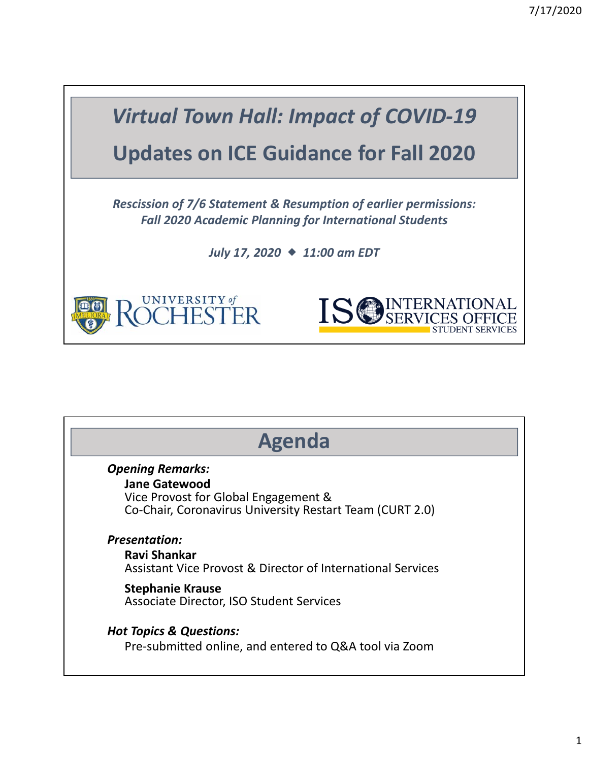# Virtual Town Hall: Impact of COVID-19

# Updates on ICE Guidance for Fall 2020

*Rescission of 7/6 Statement & Resumption of earlier permissions: Fall 2020 Academic Planning for International Students*

*July 17, 2020 ◆ 11:00 am EDT*

UNIVERSITY of ROCHESTER

ISO INTERNATIONAL SERVICES OFFICE STUDENT SERVICES

## Agenda

*Opening Remarks:*

**Jane Gatewood**
Vice Provost for Global Engagement &
Co-Chair, Coronavirus University Restart Team (CURT 2.0)

*Presentation:*

**Ravi Shankar**
Assistant Vice Provost & Director of International Services

**Stephanie Krause**
Associate Director, ISO Student Services

*Hot Topics & Questions:*

Pre-submitted online, and entered to Q&A tool via Zoom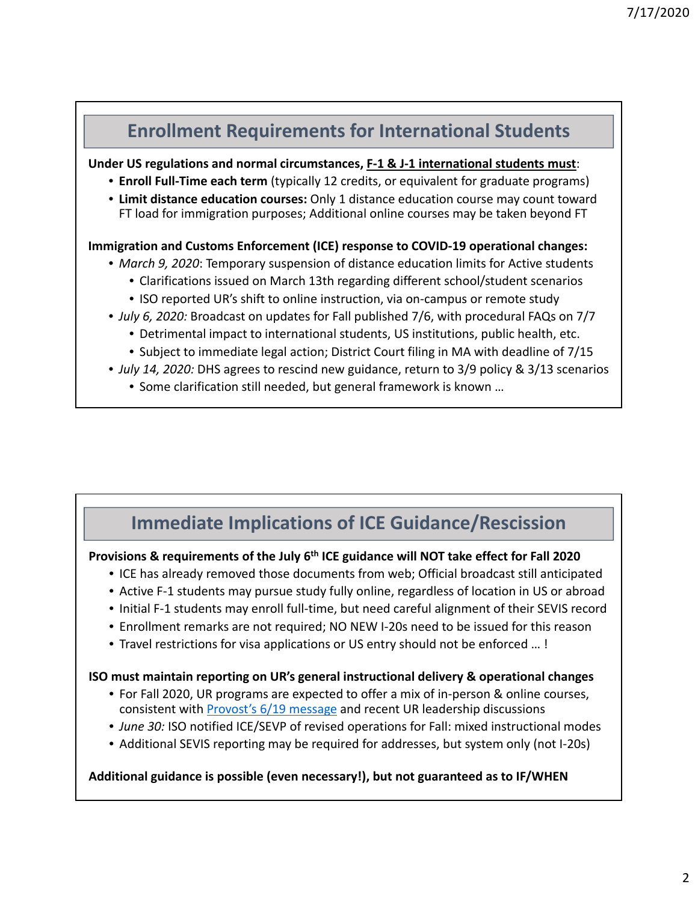## Enrollment Requirements for International Students

**Under US regulations and normal circumstances, F-1 & J-1 international students must**:

- **Enroll Full-Time each term** (typically 12 credits, or equivalent for graduate programs)
- **Limit distance education courses:** Only 1 distance education course may count toward FT load for immigration purposes; Additional online courses may be taken beyond FT

**Immigration and Customs Enforcement (ICE) response to COVID-19 operational changes:**

- *March 9, 2020*: Temporary suspension of distance education limits for Active students
  - Clarifications issued on March 13th regarding different school/student scenarios
  - ISO reported UR's shift to online instruction, via on-campus or remote study
- *July 6, 2020:* Broadcast on updates for Fall published 7/6, with procedural FAQs on 7/7
  - Detrimental impact to international students, US institutions, public health, etc.
  - Subject to immediate legal action; District Court filing in MA with deadline of 7/15
- *July 14, 2020:* DHS agrees to rescind new guidance, return to 3/9 policy & 3/13 scenarios
  - Some clarification still needed, but general framework is known …

## Immediate Implications of ICE Guidance/Rescission

**Provisions & requirements of the July 6th ICE guidance will NOT take effect for Fall 2020**

- ICE has already removed those documents from web; Official broadcast still anticipated
- Active F-1 students may pursue study fully online, regardless of location in US or abroad
- Initial F-1 students may enroll full-time, but need careful alignment of their SEVIS record
- Enrollment remarks are not required; NO NEW I-20s need to be issued for this reason
- Travel restrictions for visa applications or US entry should not be enforced … !

**ISO must maintain reporting on UR's general instructional delivery & operational changes**

- For Fall 2020, UR programs are expected to offer a mix of in-person & online courses, consistent with Provost's 6/19 message and recent UR leadership discussions
- *June 30:* ISO notified ICE/SEVP of revised operations for Fall: mixed instructional modes
- Additional SEVIS reporting may be required for addresses, but system only (not I-20s)

**Additional guidance is possible (even necessary!), but not guaranteed as to IF/WHEN**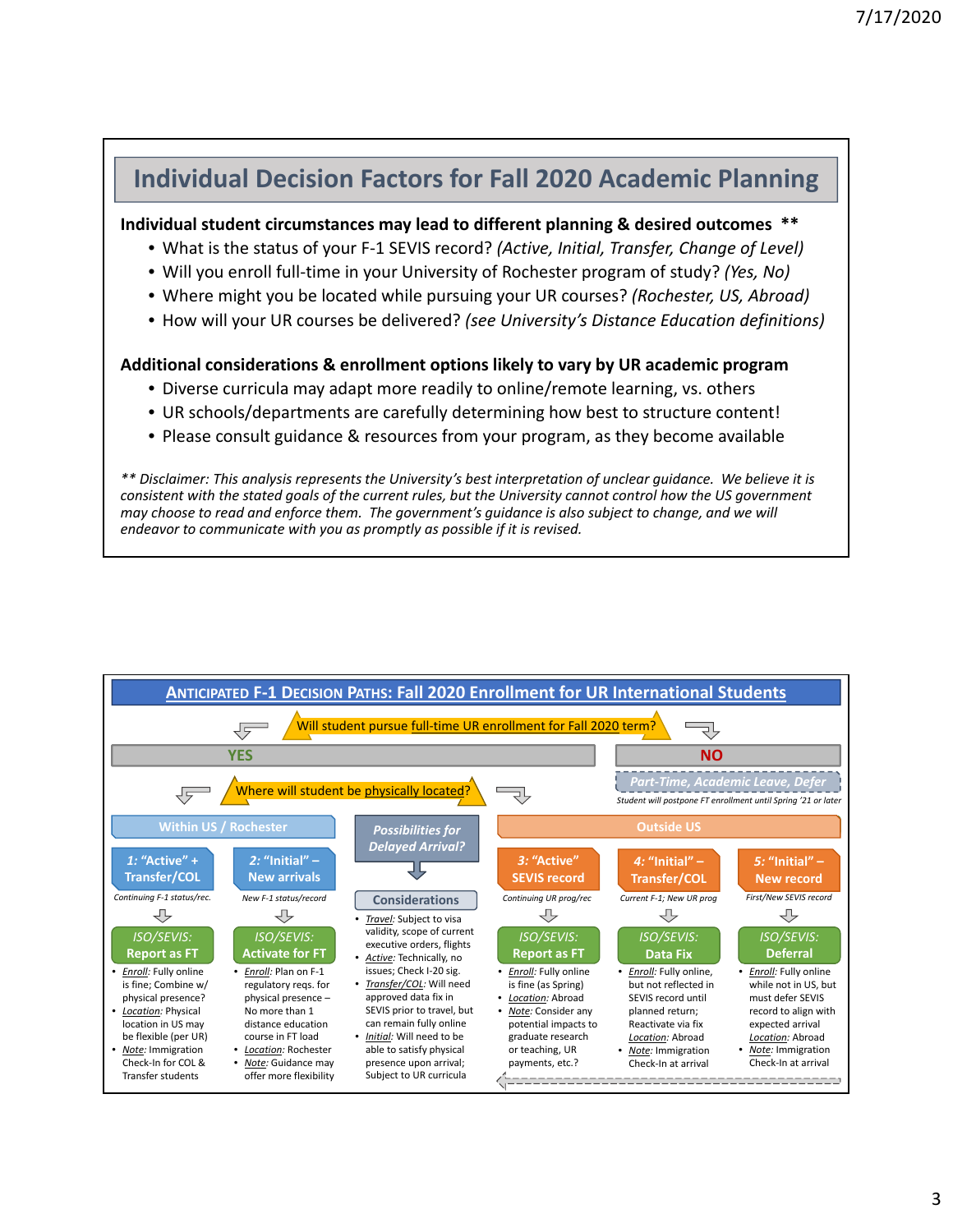# Individual Decision Factors for Fall 2020 Academic Planning

**Individual student circumstances may lead to different planning & desired outcomes \*\***

- What is the status of your F-1 SEVIS record? *(Active, Initial, Transfer, Change of Level)*
- Will you enroll full-time in your University of Rochester program of study? *(Yes, No)*
- Where might you be located while pursuing your UR courses? *(Rochester, US, Abroad)*
- How will your UR courses be delivered? *(see University's Distance Education definitions)*

**Additional considerations & enrollment options likely to vary by UR academic program**

- Diverse curricula may adapt more readily to online/remote learning, vs. others
- UR schools/departments are carefully determining how best to structure content!
- Please consult guidance & resources from your program, as they become available

*\*\* Disclaimer: This analysis represents the University's best interpretation of unclear guidance. We believe it is consistent with the stated goals of the current rules, but the University cannot control how the US government may choose to read and enforce them. The government's guidance is also subject to change, and we will endeavor to communicate with you as promptly as possible if it is revised.*

## Anticipated F-1 Decision Paths: Fall 2020 Enrollment for UR International Students

**Will student pursue full-time UR enrollment for Fall 2020 term?**

**NO** → *Part-Time, Academic Leave, Defer* — *Student will postpone FT enrollment until Spring '21 or later*

**YES** → **Where will student be physically located?**

### Within US / Rochester

**1: "Active" + Transfer/COL** — *Continuing F-1 status/rec.*
→ **ISO/SEVIS: Report as FT**
- *Enroll:* Fully online is fine; Combine w/ physical presence?
- *Location:* Physical location in US may be flexible (per UR)
- *Note:* Immigration Check-In for COL & Transfer students

**2: "Initial" – New arrivals** — *New F-1 status/record*
→ **ISO/SEVIS: Activate for FT**
- *Enroll:* Plan on F-1 regulatory reqs. for physical presence – No more than 1 distance education course in FT load
- *Location:* Rochester
- *Note:* Guidance may offer more flexibility

### Possibilities for Delayed Arrival?

**Considerations**
- *Travel:* Subject to visa validity, scope of current executive orders, flights
- *Active:* Technically, no issues; Check I-20 sig.
- *Transfer/COL:* Will need approved data fix in SEVIS prior to travel, but can remain fully online
- *Initial:* Will need to be able to satisfy physical presence upon arrival; Subject to UR curricula

### Outside US

**3: "Active" SEVIS record** — *Continuing UR prog/rec*
→ **ISO/SEVIS: Report as FT**
- *Enroll:* Fully online is fine (as Spring)
- *Location:* Abroad
- *Note:* Consider any potential impacts to graduate research or teaching, UR payments, etc.?

**4: "Initial" – Transfer/COL** — *Current F-1; New UR prog*
→ **ISO/SEVIS: Data Fix**
- *Enroll:* Fully online, but not reflected in SEVIS record until planned return; Reactivate via fix
- *Location:* Abroad
- *Note:* Immigration Check-In at arrival

**5: "Initial" – New record** — *First/New SEVIS record*
→ **ISO/SEVIS: Deferral**
- *Enroll:* Fully online while not in US, but must defer SEVIS record to align with expected arrival
- *Location:* Abroad
- *Note:* Immigration Check-In at arrival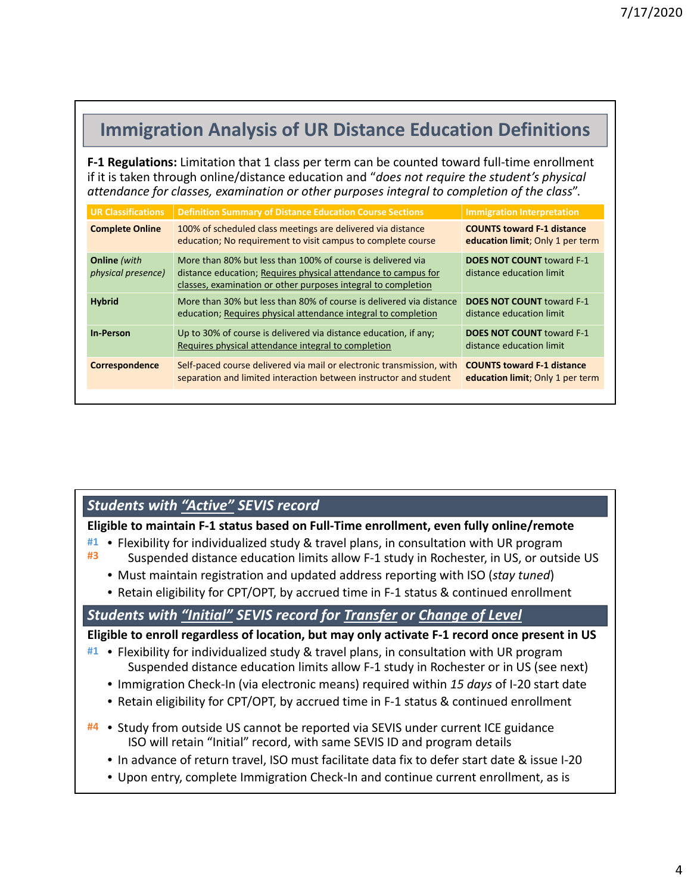## Immigration Analysis of UR Distance Education Definitions

**F-1 Regulations:** Limitation that 1 class per term can be counted toward full-time enrollment if it is taken through online/distance education and "*does not require the student's physical attendance for classes, examination or other purposes integral to completion of the class*".

| UR Classifications | Definition Summary of Distance Education Course Sections | Immigration Interpretation |
|---|---|---|
| **Complete Online** | 100% of scheduled class meetings are delivered via distance education; No requirement to visit campus to complete course | **COUNTS toward F-1 distance education limit**; Only 1 per term |
| **Online** *(with physical presence)* | More than 80% but less than 100% of course is delivered via distance education; Requires physical attendance to campus for classes, examination or other purposes integral to completion | **DOES NOT COUNT** toward F-1 distance education limit |
| **Hybrid** | More than 30% but less than 80% of course is delivered via distance education; Requires physical attendance integral to completion | **DOES NOT COUNT** toward F-1 distance education limit |
| **In-Person** | Up to 30% of course is delivered via distance education, if any; Requires physical attendance integral to completion | **DOES NOT COUNT** toward F-1 distance education limit |
| **Correspondence** | Self-paced course delivered via mail or electronic transmission, with separation and limited interaction between instructor and student | **COUNTS toward F-1 distance education limit**; Only 1 per term |

### *Students with "Active" SEVIS record*

**Eligible to maintain F-1 status based on Full-Time enrollment, even fully online/remote**

#1 #3
- Flexibility for individualized study & travel plans, in consultation with UR program
  Suspended distance education limits allow F-1 study in Rochester, in US, or outside US
- Must maintain registration and updated address reporting with ISO (*stay tuned*)
- Retain eligibility for CPT/OPT, by accrued time in F-1 status & continued enrollment

### *Students with "Initial" SEVIS record for Transfer or Change of Level*

**Eligible to enroll regardless of location, but may only activate F-1 record once present in US**

#1
- Flexibility for individualized study & travel plans, in consultation with UR program
  Suspended distance education limits allow F-1 study in Rochester or in US (see next)
- Immigration Check-In (via electronic means) required within *15 days* of I-20 start date
- Retain eligibility for CPT/OPT, by accrued time in F-1 status & continued enrollment

#4
- Study from outside US cannot be reported via SEVIS under current ICE guidance
  ISO will retain "Initial" record, with same SEVIS ID and program details
- In advance of return travel, ISO must facilitate data fix to defer start date & issue I-20
- Upon entry, complete Immigration Check-In and continue current enrollment, as is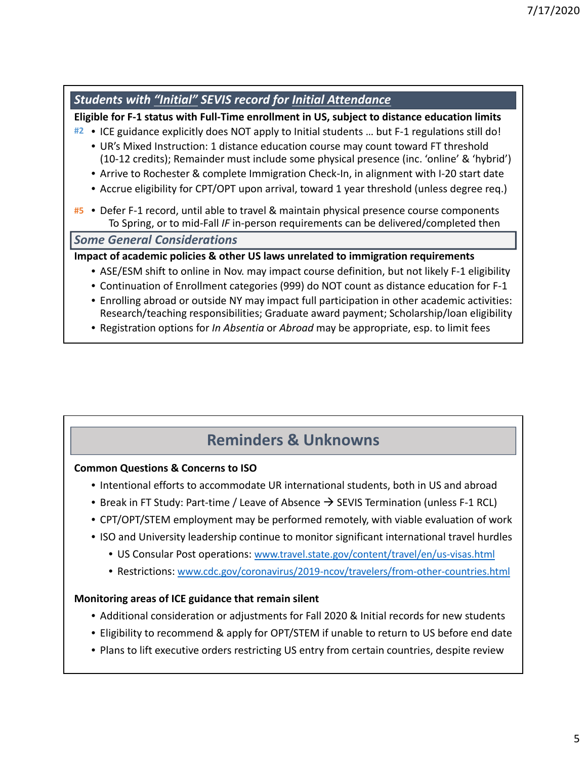## *Students with “Initial” SEVIS record for Initial Attendance*

**Eligible for F-1 status with Full-Time enrollment in US, subject to distance education limits**

#2
- ICE guidance explicitly does NOT apply to Initial students … but F-1 regulations still do!
  - UR’s Mixed Instruction: 1 distance education course may count toward FT threshold (10-12 credits); Remainder must include some physical presence (inc. ‘online’ & ‘hybrid’)
  - Arrive to Rochester & complete Immigration Check-In, in alignment with I-20 start date
  - Accrue eligibility for CPT/OPT upon arrival, toward 1 year threshold (unless degree req.)

#5
- Defer F-1 record, until able to travel & maintain physical presence course components
  To Spring, or to mid-Fall *IF* in-person requirements can be delivered/completed then

## *Some General Considerations*

**Impact of academic policies & other US laws unrelated to immigration requirements**

- ASE/ESM shift to online in Nov. may impact course definition, but not likely F-1 eligibility
- Continuation of Enrollment categories (999) do NOT count as distance education for F-1
- Enrolling abroad or outside NY may impact full participation in other academic activities: Research/teaching responsibilities; Graduate award payment; Scholarship/loan eligibility
- Registration options for *In Absentia* or *Abroad* may be appropriate, esp. to limit fees

## Reminders & Unknowns

**Common Questions & Concerns to ISO**

- Intentional efforts to accommodate UR international students, both in US and abroad
- Break in FT Study: Part-time / Leave of Absence → SEVIS Termination (unless F-1 RCL)
- CPT/OPT/STEM employment may be performed remotely, with viable evaluation of work
- ISO and University leadership continue to monitor significant international travel hurdles
  - US Consular Post operations: www.travel.state.gov/content/travel/en/us-visas.html
  - Restrictions: www.cdc.gov/coronavirus/2019-ncov/travelers/from-other-countries.html

**Monitoring areas of ICE guidance that remain silent**

- Additional consideration or adjustments for Fall 2020 & Initial records for new students
- Eligibility to recommend & apply for OPT/STEM if unable to return to US before end date
- Plans to lift executive orders restricting US entry from certain countries, despite review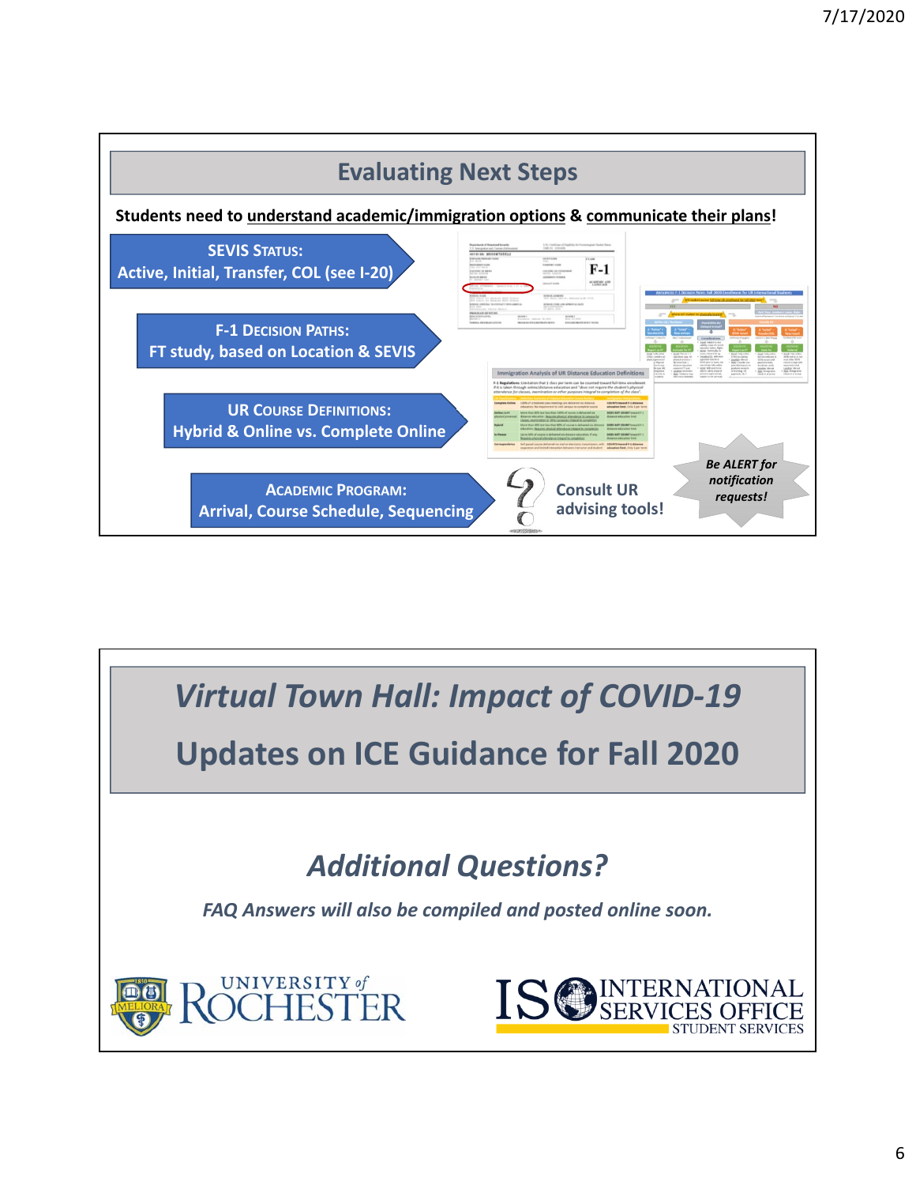## Evaluating Next Steps

**Students need to understand academic/immigration options & communicate their plans!**

- **SEVIS STATUS:** Active, Initial, Transfer, COL (see I-20)
- **F-1 DECISION PATHS:** FT study, based on Location & SEVIS
- **UR COURSE DEFINITIONS:** Hybrid & Online vs. Complete Online
- **ACADEMIC PROGRAM:** Arrival, Course Schedule, Sequencing

Consult UR advising tools!

*Be ALERT for notification requests!*

## *Virtual Town Hall: Impact of COVID-19*

## Updates on ICE Guidance for Fall 2020

### *Additional Questions?*

*FAQ Answers will also be compiled and posted online soon.*

UNIVERSITY of ROCHESTER

ISO INTERNATIONAL SERVICES OFFICE STUDENT SERVICES